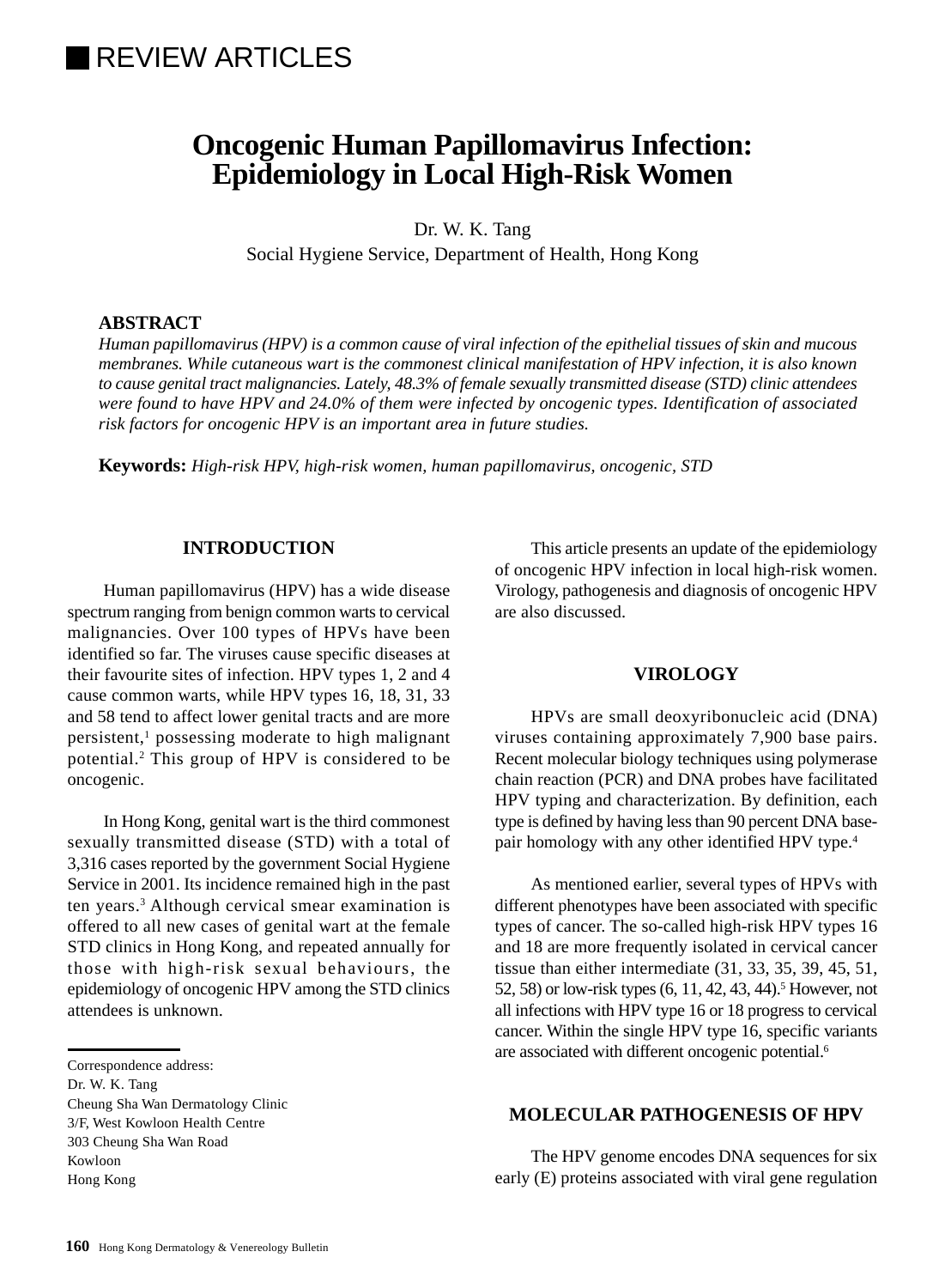REVIEW ARTICLES

# Oncogenic Human Papillomavirus Infection: Epidemiology in Local High-Risk Women

Dr. W. K. Tang

Social Hygiene Service, Department of Health, Hong Kong

## ABSTRACT

*Human papillomavirus (HPV) is a common cause of viral infection of the epithelial tissues of skin and mucous membranes. While cutaneous wart is the commonest clinical manifestation of HPV infection, it is also known to cause genital tract malignancies. Lately, 48.3% of female sexually transmitted disease (STD) clinic attendees were found to have HPV and 24.0% of them were infected by oncogenic types. Identification of associated risk factors for oncogenic HPV is an important area in future studies.*

**Keywords:** *High-risk HPV, high-risk women, human papillomavirus, oncogenic, STD*

## INTRODUCTION

Human papillomavirus (HPV) has a wide disease spectrum ranging from benign common warts to cervical malignancies. Over 100 types of HPVs have been identified so far. The viruses cause specific diseases at their favourite sites of infection. HPV types 1, 2 and 4 cause common warts, while HPV types 16, 18, 31, 33 and 58 tend to affect lower genital tracts and are more persistent,[1] possessing moderate to high malignant potential.[2] This group of HPV is considered to be oncogenic.

In Hong Kong, genital wart is the third commonest sexually transmitted disease (STD) with a total of 3,316 cases reported by the government Social Hygiene Service in 2001. Its incidence remained high in the past ten years.[3] Although cervical smear examination is offered to all new cases of genital wart at the female STD clinics in Hong Kong, and repeated annually for those with high-risk sexual behaviours, the epidemiology of oncogenic HPV among the STD clinics attendees is unknown.

This article presents an update of the epidemiology of oncogenic HPV infection in local high-risk women. Virology, pathogenesis and diagnosis of oncogenic HPV are also discussed.

## VIROLOGY

HPVs are small deoxyribonucleic acid (DNA) viruses containing approximately 7,900 base pairs. Recent molecular biology techniques using polymerase chain reaction (PCR) and DNA probes have facilitated HPV typing and characterization. By definition, each type is defined by having less than 90 percent DNA base-pair homology with any other identified HPV type.[4]

As mentioned earlier, several types of HPVs with different phenotypes have been associated with specific types of cancer. The so-called high-risk HPV types 16 and 18 are more frequently isolated in cervical cancer tissue than either intermediate (31, 33, 35, 39, 45, 51, 52, 58) or low-risk types (6, 11, 42, 43, 44).[5] However, not all infections with HPV type 16 or 18 progress to cervical cancer. Within the single HPV type 16, specific variants are associated with different oncogenic potential.[6]

## MOLECULAR PATHOGENESIS OF HPV

The HPV genome encodes DNA sequences for six early (E) proteins associated with viral gene regulation

Correspondence address:
Dr. W. K. Tang
Cheung Sha Wan Dermatology Clinic
3/F, West Kowloon Health Centre
303 Cheung Sha Wan Road
Kowloon
Hong Kong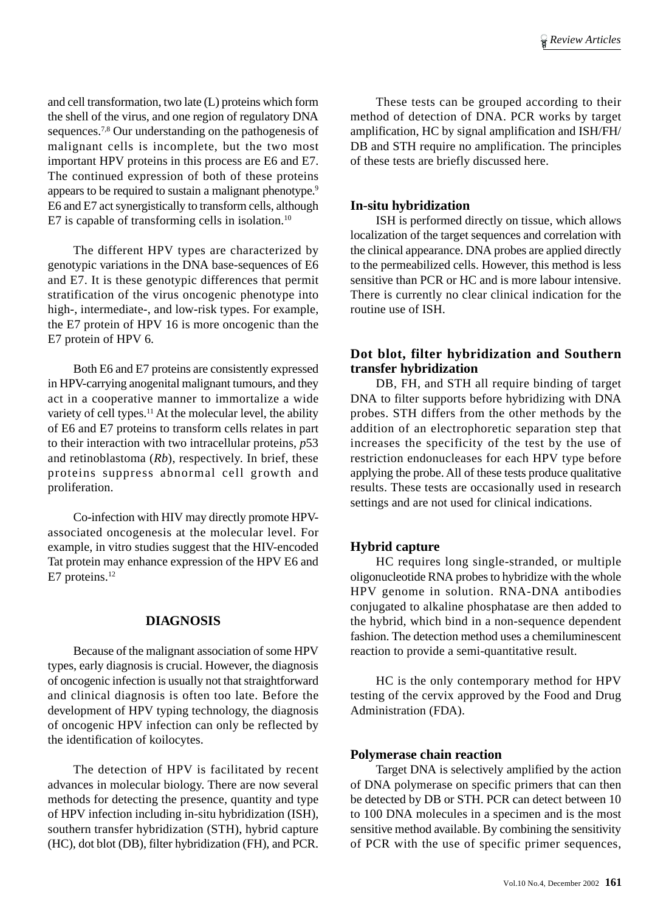and cell transformation, two late (L) proteins which form the shell of the virus, and one region of regulatory DNA sequences.[7,8] Our understanding on the pathogenesis of malignant cells is incomplete, but the two most important HPV proteins in this process are E6 and E7. The continued expression of both of these proteins appears to be required to sustain a malignant phenotype.[9] E6 and E7 act synergistically to transform cells, although E7 is capable of transforming cells in isolation.[10]

The different HPV types are characterized by genotypic variations in the DNA base-sequences of E6 and E7. It is these genotypic differences that permit stratification of the virus oncogenic phenotype into high-, intermediate-, and low-risk types. For example, the E7 protein of HPV 16 is more oncogenic than the E7 protein of HPV 6.

Both E6 and E7 proteins are consistently expressed in HPV-carrying anogenital malignant tumours, and they act in a cooperative manner to immortalize a wide variety of cell types.[11] At the molecular level, the ability of E6 and E7 proteins to transform cells relates in part to their interaction with two intracellular proteins, *p*53 and retinoblastoma (*Rb*), respectively. In brief, these proteins suppress abnormal cell growth and proliferation.

Co-infection with HIV may directly promote HPV-associated oncogenesis at the molecular level. For example, in vitro studies suggest that the HIV-encoded Tat protein may enhance expression of the HPV E6 and E7 proteins.[12]

## DIAGNOSIS

Because of the malignant association of some HPV types, early diagnosis is crucial. However, the diagnosis of oncogenic infection is usually not that straightforward and clinical diagnosis is often too late. Before the development of HPV typing technology, the diagnosis of oncogenic HPV infection can only be reflected by the identification of koilocytes.

The detection of HPV is facilitated by recent advances in molecular biology. There are now several methods for detecting the presence, quantity and type of HPV infection including in-situ hybridization (ISH), southern transfer hybridization (STH), hybrid capture (HC), dot blot (DB), filter hybridization (FH), and PCR.

These tests can be grouped according to their method of detection of DNA. PCR works by target amplification, HC by signal amplification and ISH/FH/DB and STH require no amplification. The principles of these tests are briefly discussed here.

### In-situ hybridization

ISH is performed directly on tissue, which allows localization of the target sequences and correlation with the clinical appearance. DNA probes are applied directly to the permeabilized cells. However, this method is less sensitive than PCR or HC and is more labour intensive. There is currently no clear clinical indication for the routine use of ISH.

### Dot blot, filter hybridization and Southern transfer hybridization

DB, FH, and STH all require binding of target DNA to filter supports before hybridizing with DNA probes. STH differs from the other methods by the addition of an electrophoretic separation step that increases the specificity of the test by the use of restriction endonucleases for each HPV type before applying the probe. All of these tests produce qualitative results. These tests are occasionally used in research settings and are not used for clinical indications.

### Hybrid capture

HC requires long single-stranded, or multiple oligonucleotide RNA probes to hybridize with the whole HPV genome in solution. RNA-DNA antibodies conjugated to alkaline phosphatase are then added to the hybrid, which bind in a non-sequence dependent fashion. The detection method uses a chemiluminescent reaction to provide a semi-quantitative result.

HC is the only contemporary method for HPV testing of the cervix approved by the Food and Drug Administration (FDA).

### Polymerase chain reaction

Target DNA is selectively amplified by the action of DNA polymerase on specific primers that can then be detected by DB or STH. PCR can detect between 10 to 100 DNA molecules in a specimen and is the most sensitive method available. By combining the sensitivity of PCR with the use of specific primer sequences,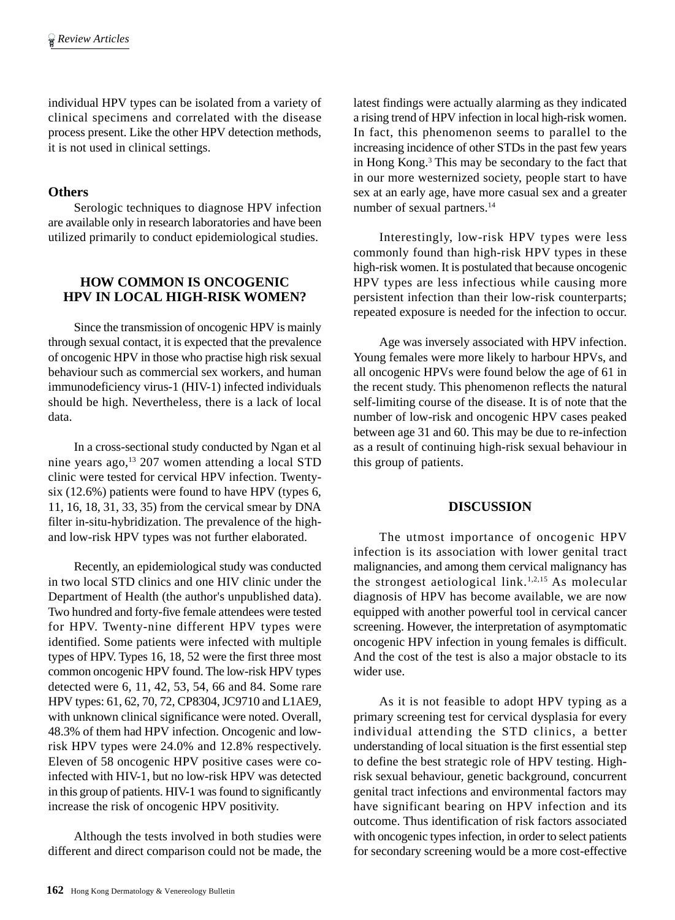individual HPV types can be isolated from a variety of clinical specimens and correlated with the disease process present. Like the other HPV detection methods, it is not used in clinical settings.

### Others

Serologic techniques to diagnose HPV infection are available only in research laboratories and have been utilized primarily to conduct epidemiological studies.

## HOW COMMON IS ONCOGENIC HPV IN LOCAL HIGH-RISK WOMEN?

Since the transmission of oncogenic HPV is mainly through sexual contact, it is expected that the prevalence of oncogenic HPV in those who practise high risk sexual behaviour such as commercial sex workers, and human immunodeficiency virus-1 (HIV-1) infected individuals should be high. Nevertheless, there is a lack of local data.

In a cross-sectional study conducted by Ngan et al nine years ago,[13] 207 women attending a local STD clinic were tested for cervical HPV infection. Twenty-six (12.6%) patients were found to have HPV (types 6, 11, 16, 18, 31, 33, 35) from the cervical smear by DNA filter in-situ-hybridization. The prevalence of the high- and low-risk HPV types was not further elaborated.

Recently, an epidemiological study was conducted in two local STD clinics and one HIV clinic under the Department of Health (the author's unpublished data). Two hundred and forty-five female attendees were tested for HPV. Twenty-nine different HPV types were identified. Some patients were infected with multiple types of HPV. Types 16, 18, 52 were the first three most common oncogenic HPV found. The low-risk HPV types detected were 6, 11, 42, 53, 54, 66 and 84. Some rare HPV types: 61, 62, 70, 72, CP8304, JC9710 and L1AE9, with unknown clinical significance were noted. Overall, 48.3% of them had HPV infection. Oncogenic and low-risk HPV types were 24.0% and 12.8% respectively. Eleven of 58 oncogenic HPV positive cases were co-infected with HIV-1, but no low-risk HPV was detected in this group of patients. HIV-1 was found to significantly increase the risk of oncogenic HPV positivity.

Although the tests involved in both studies were different and direct comparison could not be made, the latest findings were actually alarming as they indicated a rising trend of HPV infection in local high-risk women. In fact, this phenomenon seems to parallel to the increasing incidence of other STDs in the past few years in Hong Kong.[3] This may be secondary to the fact that in our more westernized society, people start to have sex at an early age, have more casual sex and a greater number of sexual partners.[14]

Interestingly, low-risk HPV types were less commonly found than high-risk HPV types in these high-risk women. It is postulated that because oncogenic HPV types are less infectious while causing more persistent infection than their low-risk counterparts; repeated exposure is needed for the infection to occur.

Age was inversely associated with HPV infection. Young females were more likely to harbour HPVs, and all oncogenic HPVs were found below the age of 61 in the recent study. This phenomenon reflects the natural self-limiting course of the disease. It is of note that the number of low-risk and oncogenic HPV cases peaked between age 31 and 60. This may be due to re-infection as a result of continuing high-risk sexual behaviour in this group of patients.

## DISCUSSION

The utmost importance of oncogenic HPV infection is its association with lower genital tract malignancies, and among them cervical malignancy has the strongest aetiological link.[1,2,15] As molecular diagnosis of HPV has become available, we are now equipped with another powerful tool in cervical cancer screening. However, the interpretation of asymptomatic oncogenic HPV infection in young females is difficult. And the cost of the test is also a major obstacle to its wider use.

As it is not feasible to adopt HPV typing as a primary screening test for cervical dysplasia for every individual attending the STD clinics, a better understanding of local situation is the first essential step to define the best strategic role of HPV testing. High-risk sexual behaviour, genetic background, concurrent genital tract infections and environmental factors may have significant bearing on HPV infection and its outcome. Thus identification of risk factors associated with oncogenic types infection, in order to select patients for secondary screening would be a more cost-effective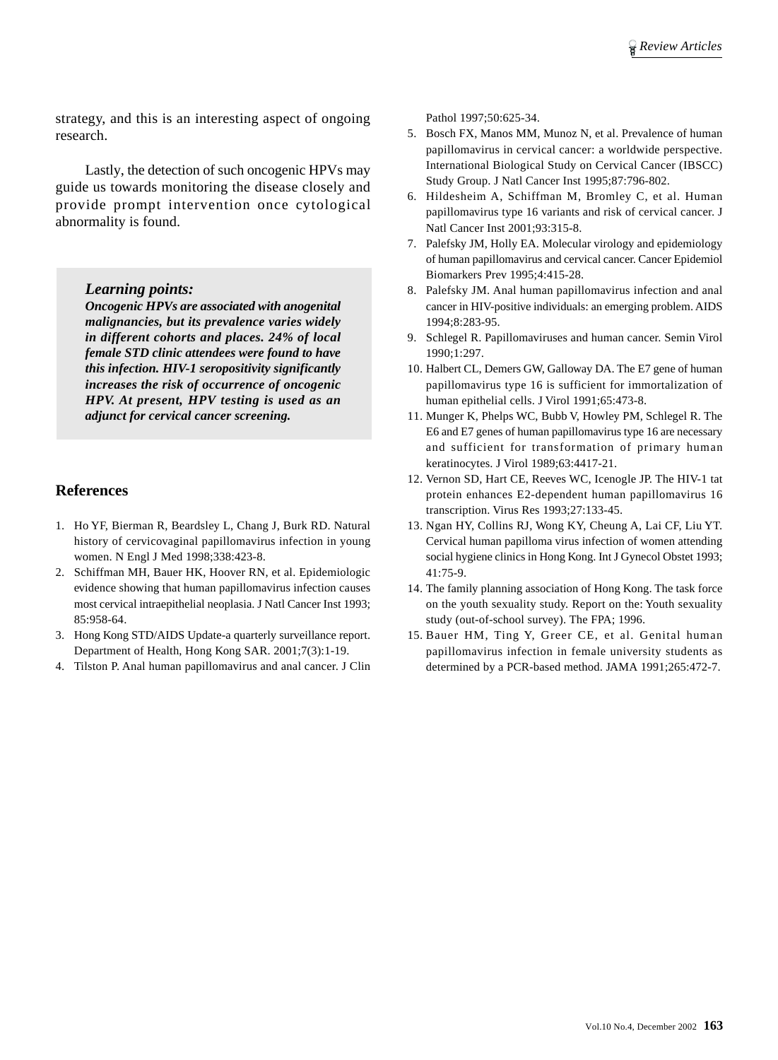strategy, and this is an interesting aspect of ongoing research.

Lastly, the detection of such oncogenic HPVs may guide us towards monitoring the disease closely and provide prompt intervention once cytological abnormality is found.

> ***Learning points:***
> ***Oncogenic HPVs are associated with anogenital malignancies, but its prevalence varies widely in different cohorts and places. 24% of local female STD clinic attendees were found to have this infection. HIV-1 seropositivity significantly increases the risk of occurrence of oncogenic HPV. At present, HPV testing is used as an adjunct for cervical cancer screening.***

## References

1. Ho YF, Bierman R, Beardsley L, Chang J, Burk RD. Natural history of cervicovaginal papillomavirus infection in young women. N Engl J Med 1998;338:423-8.
2. Schiffman MH, Bauer HK, Hoover RN, et al. Epidemiologic evidence showing that human papillomavirus infection causes most cervical intraepithelial neoplasia. J Natl Cancer Inst 1993; 85:958-64.
3. Hong Kong STD/AIDS Update-a quarterly surveillance report. Department of Health, Hong Kong SAR. 2001;7(3):1-19.
4. Tilston P. Anal human papillomavirus and anal cancer. J Clin Pathol 1997;50:625-34.
5. Bosch FX, Manos MM, Munoz N, et al. Prevalence of human papillomavirus in cervical cancer: a worldwide perspective. International Biological Study on Cervical Cancer (IBSCC) Study Group. J Natl Cancer Inst 1995;87:796-802.
6. Hildesheim A, Schiffman M, Bromley C, et al. Human papillomavirus type 16 variants and risk of cervical cancer. J Natl Cancer Inst 2001;93:315-8.
7. Palefsky JM, Holly EA. Molecular virology and epidemiology of human papillomavirus and cervical cancer. Cancer Epidemiol Biomarkers Prev 1995;4:415-28.
8. Palefsky JM. Anal human papillomavirus infection and anal cancer in HIV-positive individuals: an emerging problem. AIDS 1994;8:283-95.
9. Schlegel R. Papillomaviruses and human cancer. Semin Virol 1990;1:297.
10. Halbert CL, Demers GW, Galloway DA. The E7 gene of human papillomavirus type 16 is sufficient for immortalization of human epithelial cells. J Virol 1991;65:473-8.
11. Munger K, Phelps WC, Bubb V, Howley PM, Schlegel R. The E6 and E7 genes of human papillomavirus type 16 are necessary and sufficient for transformation of primary human keratinocytes. J Virol 1989;63:4417-21.
12. Vernon SD, Hart CE, Reeves WC, Icenogle JP. The HIV-1 tat protein enhances E2-dependent human papillomavirus 16 transcription. Virus Res 1993;27:133-45.
13. Ngan HY, Collins RJ, Wong KY, Cheung A, Lai CF, Liu YT. Cervical human papilloma virus infection of women attending social hygiene clinics in Hong Kong. Int J Gynecol Obstet 1993; 41:75-9.
14. The family planning association of Hong Kong. The task force on the youth sexuality study. Report on the: Youth sexuality study (out-of-school survey). The FPA; 1996.
15. Bauer HM, Ting Y, Greer CE, et al. Genital human papillomavirus infection in female university students as determined by a PCR-based method. JAMA 1991;265:472-7.